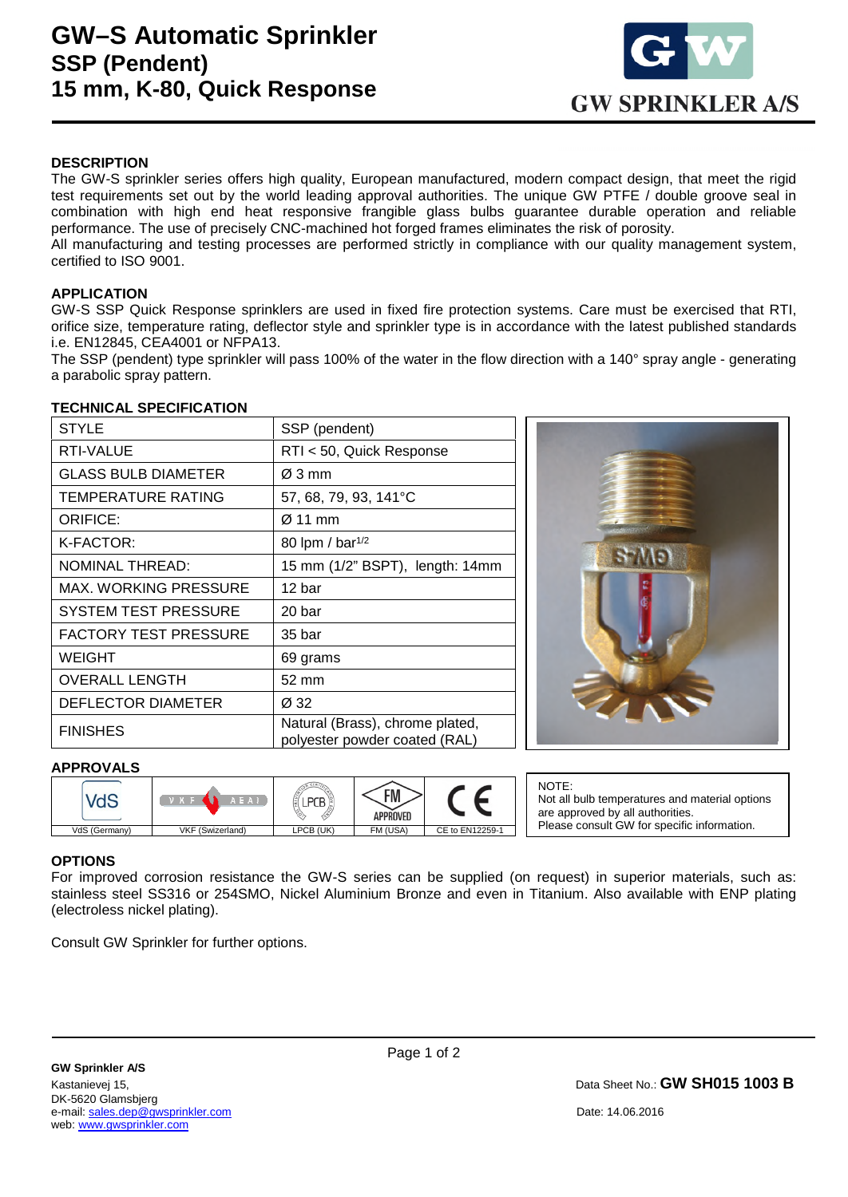# GW–S Automatic Sprinkler
## SSP (Pendent)
## 15 mm, K-80, Quick Response

GW SPRINKLER A/S

### DESCRIPTION

The GW-S sprinkler series offers high quality, European manufactured, modern compact design, that meet the rigid test requirements set out by the world leading approval authorities. The unique GW PTFE / double groove seal in combination with high end heat responsive frangible glass bulbs guarantee durable operation and reliable performance. The use of precisely CNC-machined hot forged frames eliminates the risk of porosity.
All manufacturing and testing processes are performed strictly in compliance with our quality management system, certified to ISO 9001.

### APPLICATION

GW-S SSP Quick Response sprinklers are used in fixed fire protection systems. Care must be exercised that RTI, orifice size, temperature rating, deflector style and sprinkler type is in accordance with the latest published standards i.e. EN12845, CEA4001 or NFPA13.
The SSP (pendent) type sprinkler will pass 100% of the water in the flow direction with a 140° spray angle - generating a parabolic spray pattern.

### TECHNICAL SPECIFICATION

| | |
|---|---|
| STYLE | SSP (pendent) |
| RTI-VALUE | RTI < 50, Quick Response |
| GLASS BULB DIAMETER | Ø 3 mm |
| TEMPERATURE RATING | 57, 68, 79, 93, 141°C |
| ORIFICE: | Ø 11 mm |
| K-FACTOR: | 80 lpm / bar$^{1/2}$ |
| NOMINAL THREAD: | 15 mm (1/2" BSPT), length: 14mm |
| MAX. WORKING PRESSURE | 12 bar |
| SYSTEM TEST PRESSURE | 20 bar |
| FACTORY TEST PRESSURE | 35 bar |
| WEIGHT | 69 grams |
| OVERALL LENGTH | 52 mm |
| DEFLECTOR DIAMETER | Ø 32 |
| FINISHES | Natural (Brass), chrome plated, polyester powder coated (RAL) |

### APPROVALS

| VdS | VKF | LPCB | FM APPROVED | CE |
|---|---|---|---|---|
| VdS (Germany) | VKF (Swizerland) | LPCB (UK) | FM (USA) | CE to EN12259-1 |

NOTE:
Not all bulb temperatures and material options are approved by all authorities.
Please consult GW for specific information.

### OPTIONS

For improved corrosion resistance the GW-S series can be supplied (on request) in superior materials, such as: stainless steel SS316 or 254SMO, Nickel Aluminium Bronze and even in Titanium. Also available with ENP plating (electroless nickel plating).

Consult GW Sprinkler for further options.

**GW Sprinkler A/S**
Kastanievej 15,
DK-5620 Glamsbjerg
e-mail: sales.dep@gwsprinkler.com
web: www.gwsprinkler.com

Data Sheet No.: **GW SH015 1003 B**

Date: 14.06.2016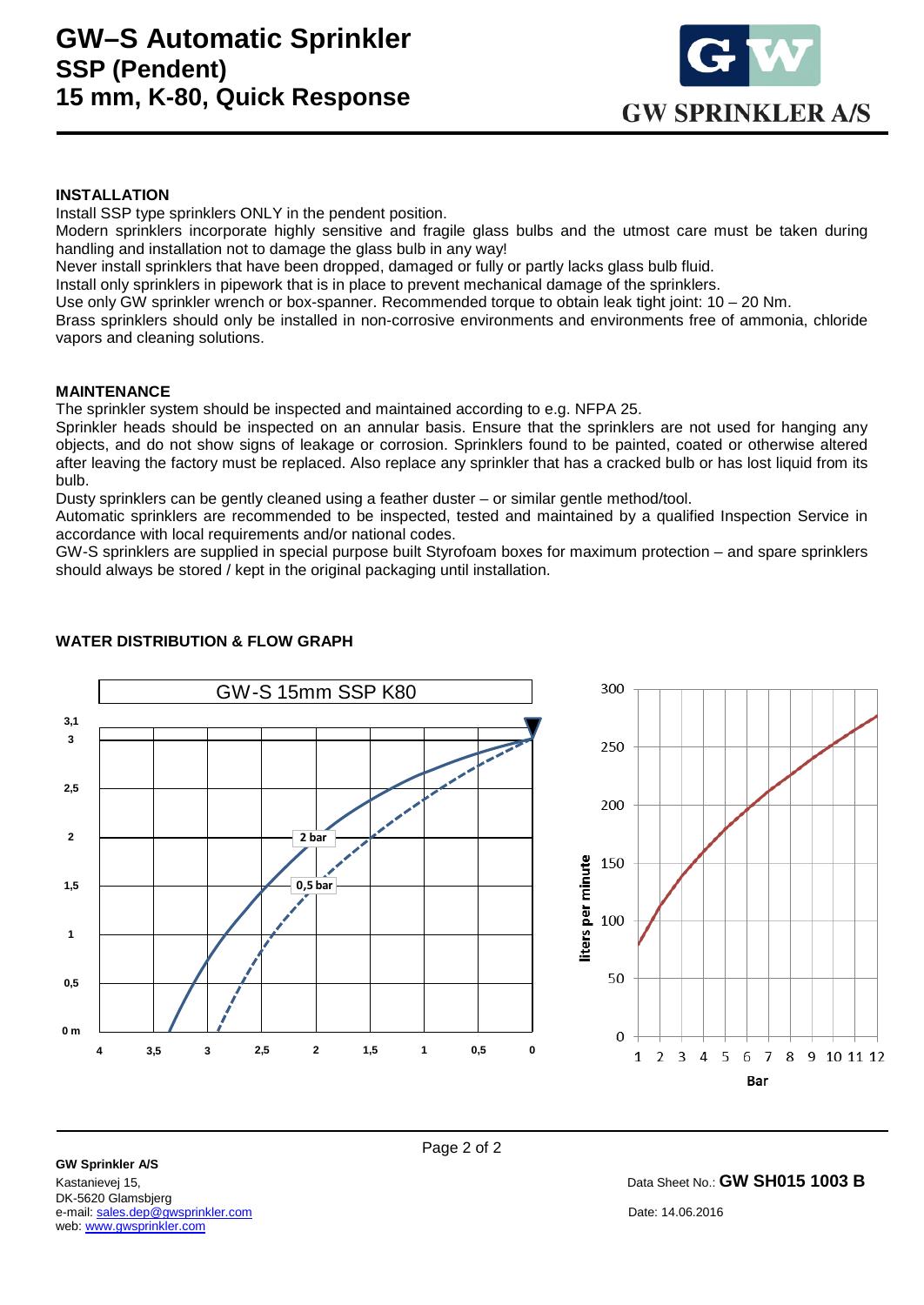# GW–S Automatic Sprinkler
## SSP (Pendent)
## 15 mm, K-80, Quick Response

GW SPRINKLER A/S

### INSTALLATION

Install SSP type sprinklers ONLY in the pendent position.
Modern sprinklers incorporate highly sensitive and fragile glass bulbs and the utmost care must be taken during handling and installation not to damage the glass bulb in any way!
Never install sprinklers that have been dropped, damaged or fully or partly lacks glass bulb fluid.
Install only sprinklers in pipework that is in place to prevent mechanical damage of the sprinklers.
Use only GW sprinkler wrench or box-spanner. Recommended torque to obtain leak tight joint: 10 – 20 Nm.
Brass sprinklers should only be installed in non-corrosive environments and environments free of ammonia, chloride vapors and cleaning solutions.

### MAINTENANCE

The sprinkler system should be inspected and maintained according to e.g. NFPA 25.
Sprinkler heads should be inspected on an annular basis. Ensure that the sprinklers are not used for hanging any objects, and do not show signs of leakage or corrosion. Sprinklers found to be painted, coated or otherwise altered after leaving the factory must be replaced. Also replace any sprinkler that has a cracked bulb or has lost liquid from its bulb.
Dusty sprinklers can be gently cleaned using a feather duster – or similar gentle method/tool.
Automatic sprinklers are recommended to be inspected, tested and maintained by a qualified Inspection Service in accordance with local requirements and/or national codes.
GW-S sprinklers are supplied in special purpose built Styrofoam boxes for maximum protection – and spare sprinklers should always be stored / kept in the original packaging until installation.

### WATER DISTRIBUTION & FLOW GRAPH

GW-S 15mm SSP K80

3,1
3
2,5
2
1,5
1
0,5
0 m

4 3,5 3 2,5 2 1,5 1 0,5 0

2 bar
0,5 bar

300
250
200
150
100
50
0

liters per minute

1 2 3 4 5 6 7 8 9 10 11 12

Bar

GW Sprinkler A/S
Kastanievej 15,
DK-5620 Glamsbjerg
e-mail: sales.dep@gwsprinkler.com
web: www.gwsprinkler.com

Data Sheet No.: **GW SH015 1003 B**

Date: 14.06.2016